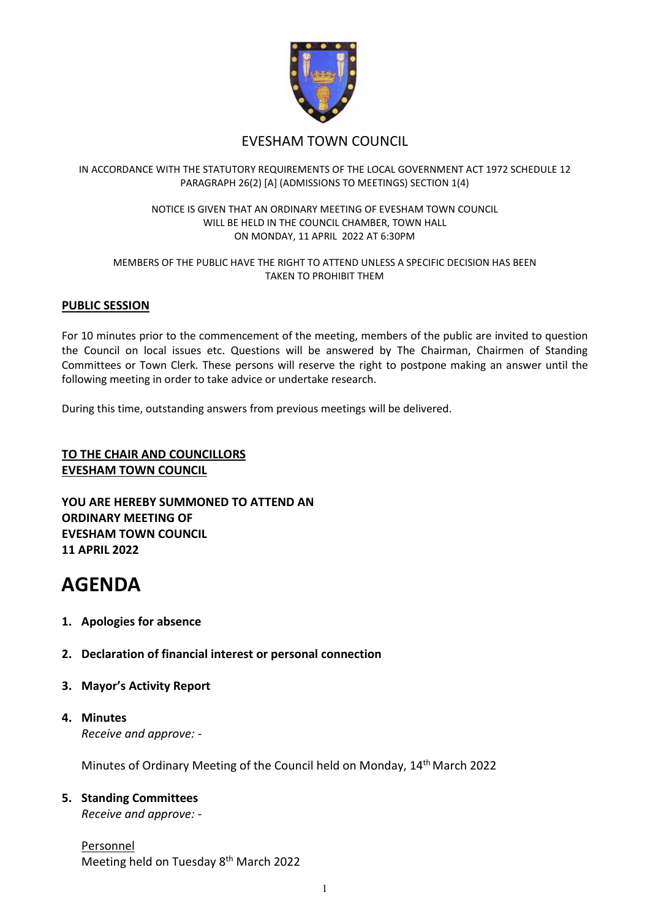# EVESHAM TOWN COUNCIL

IN ACCORDANCE WITH THE STATUTORY REQUIREMENTS OF THE LOCAL GOVERNMENT ACT 1972 SCHEDULE 12 PARAGRAPH 26(2) [A] (ADMISSIONS TO MEETINGS) SECTION 1(4)

NOTICE IS GIVEN THAT AN ORDINARY MEETING OF EVESHAM TOWN COUNCIL
WILL BE HELD IN THE COUNCIL CHAMBER, TOWN HALL
ON MONDAY, 11 APRIL 2022 AT 6:30PM

MEMBERS OF THE PUBLIC HAVE THE RIGHT TO ATTEND UNLESS A SPECIFIC DECISION HAS BEEN TAKEN TO PROHIBIT THEM

**PUBLIC SESSION**

For 10 minutes prior to the commencement of the meeting, members of the public are invited to question the Council on local issues etc. Questions will be answered by The Chairman, Chairmen of Standing Committees or Town Clerk. These persons will reserve the right to postpone making an answer until the following meeting in order to take advice or undertake research.

During this time, outstanding answers from previous meetings will be delivered.

**TO THE CHAIR AND COUNCILLORS**
**EVESHAM TOWN COUNCIL**

**YOU ARE HEREBY SUMMONED TO ATTEND AN**
**ORDINARY MEETING OF**
**EVESHAM TOWN COUNCIL**
**11 APRIL 2022**

# AGENDA

1. **Apologies for absence**

2. **Declaration of financial interest or personal connection**

3. **Mayor's Activity Report**

4. **Minutes**
   *Receive and approve: -*

   Minutes of Ordinary Meeting of the Council held on Monday, 14th March 2022

5. **Standing Committees**
   *Receive and approve: -*

   Personnel
   Meeting held on Tuesday 8th March 2022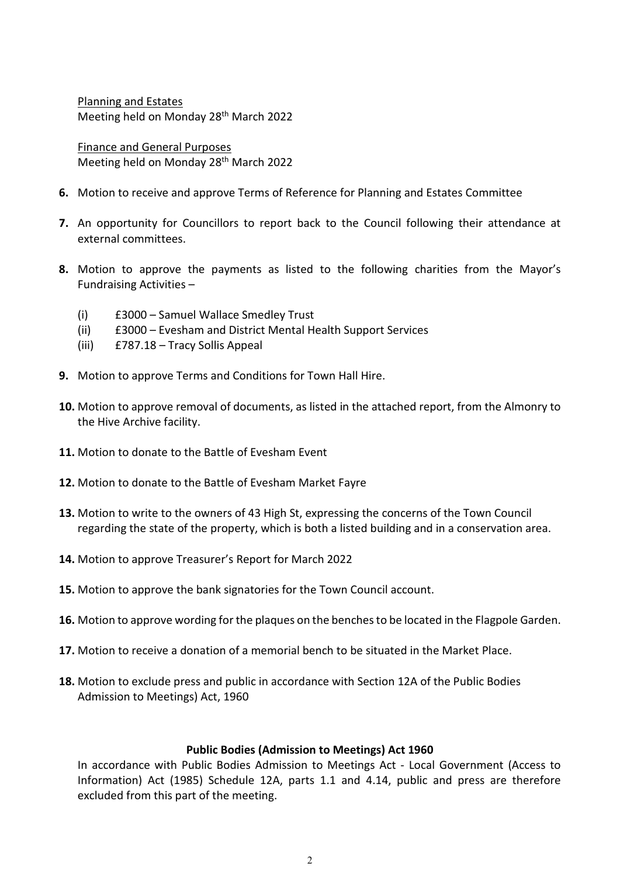Planning and Estates
Meeting held on Monday 28th March 2022

Finance and General Purposes
Meeting held on Monday 28th March 2022

**6.** Motion to receive and approve Terms of Reference for Planning and Estates Committee

**7.** An opportunity for Councillors to report back to the Council following their attendance at external committees.

**8.** Motion to approve the payments as listed to the following charities from the Mayor's Fundraising Activities –

- (i) £3000 – Samuel Wallace Smedley Trust
- (ii) £3000 – Evesham and District Mental Health Support Services
- (iii) £787.18 – Tracy Sollis Appeal

**9.** Motion to approve Terms and Conditions for Town Hall Hire.

**10.** Motion to approve removal of documents, as listed in the attached report, from the Almonry to the Hive Archive facility.

**11.** Motion to donate to the Battle of Evesham Event

**12.** Motion to donate to the Battle of Evesham Market Fayre

**13.** Motion to write to the owners of 43 High St, expressing the concerns of the Town Council regarding the state of the property, which is both a listed building and in a conservation area.

**14.** Motion to approve Treasurer's Report for March 2022

**15.** Motion to approve the bank signatories for the Town Council account.

**16.** Motion to approve wording for the plaques on the benches to be located in the Flagpole Garden.

**17.** Motion to receive a donation of a memorial bench to be situated in the Market Place.

**18.** Motion to exclude press and public in accordance with Section 12A of the Public Bodies Admission to Meetings) Act, 1960

**Public Bodies (Admission to Meetings) Act 1960**

In accordance with Public Bodies Admission to Meetings Act - Local Government (Access to Information) Act (1985) Schedule 12A, parts 1.1 and 4.14, public and press are therefore excluded from this part of the meeting.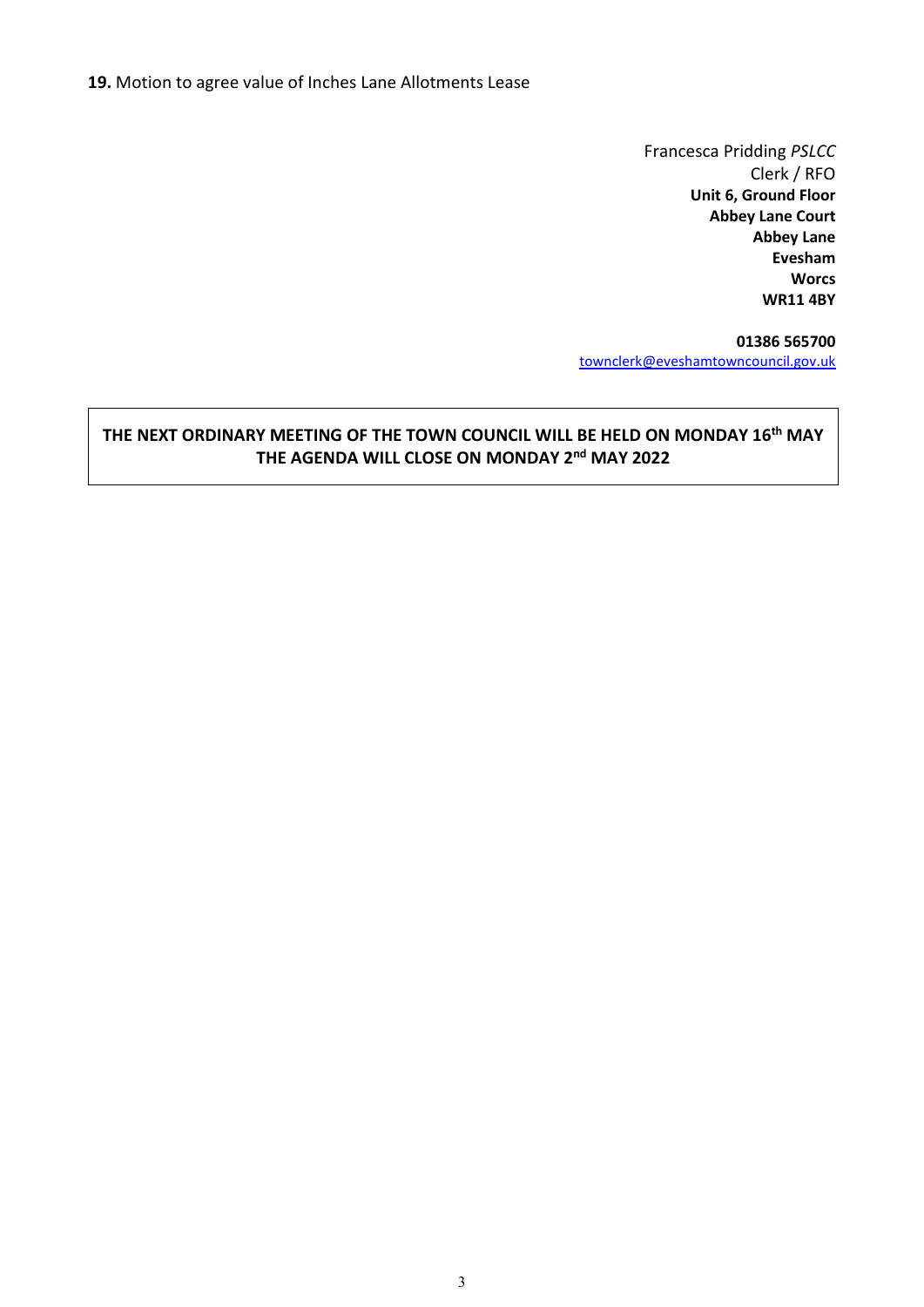**19.** Motion to agree value of Inches Lane Allotments Lease

Francesca Pridding *PSLCC*
Clerk / RFO
**Unit 6, Ground Floor**
**Abbey Lane Court**
**Abbey Lane**
**Evesham**
**Worcs**
**WR11 4BY**

**01386 565700**
townclerk@eveshamtowncouncil.gov.uk

**THE NEXT ORDINARY MEETING OF THE TOWN COUNCIL WILL BE HELD ON MONDAY 16th MAY**
**THE AGENDA WILL CLOSE ON MONDAY 2nd MAY 2022**